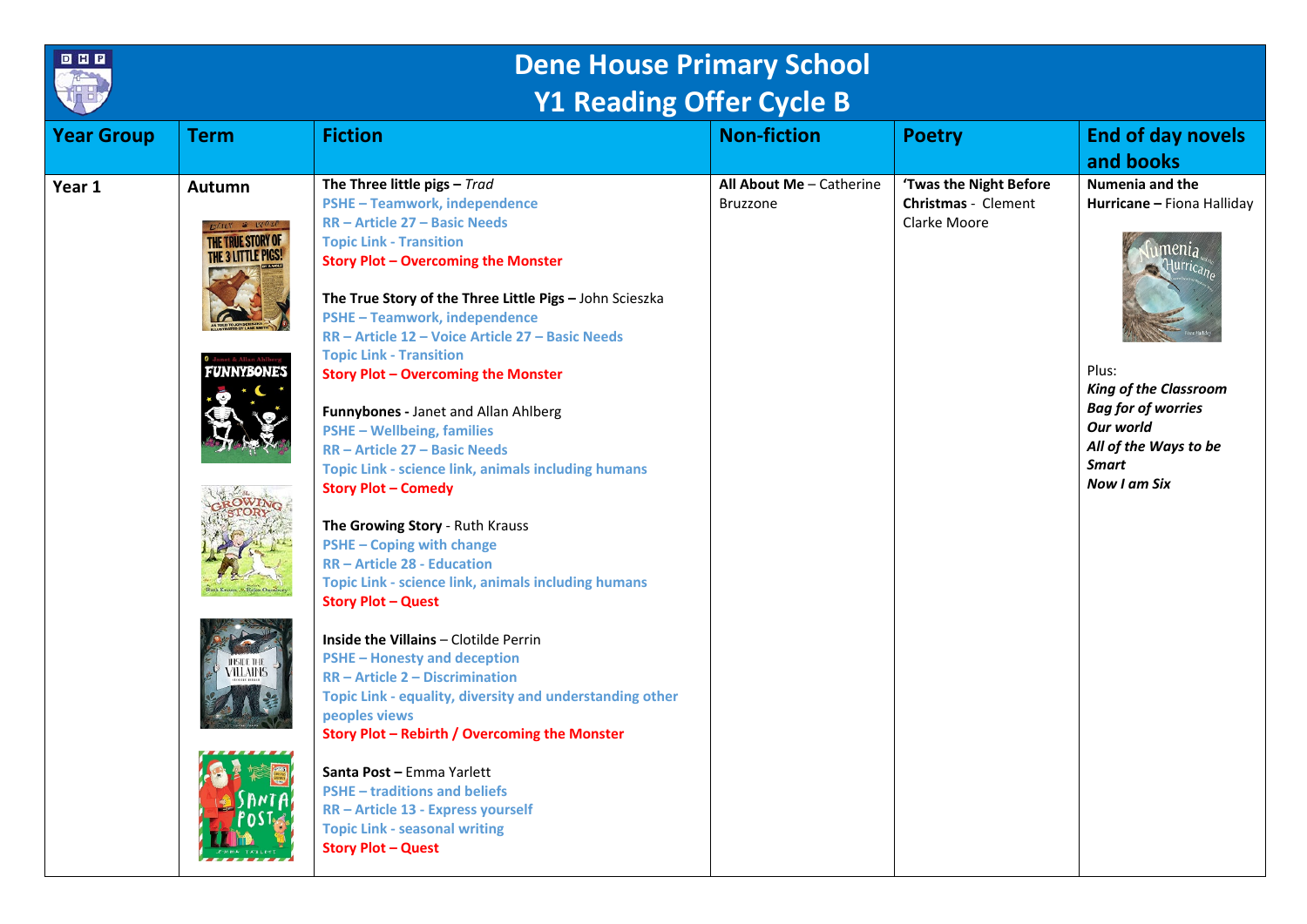# Dene House Primary School
## Y1 Reading Offer Cycle B

| Year Group | Term | Fiction | Non-fiction | Poetry | End of day novels and books |
|---|---|---|---|---|---|
| Year 1 | Autumn | **The Three little pigs –** *Trad*<br>PSHE – Teamwork, independence<br>RR – Article 27 – Basic Needs<br>Topic Link - Transition<br>Story Plot – Overcoming the Monster<br><br>**The True Story of the Three Little Pigs –** John Scieszka<br>PSHE – Teamwork, independence<br>RR – Article 12 – Voice Article 27 – Basic Needs<br>Topic Link - Transition<br>Story Plot – Overcoming the Monster<br><br>**Funnybones -** Janet and Allan Ahlberg<br>PSHE – Wellbeing, families<br>RR – Article 27 – Basic Needs<br>Topic Link - science link, animals including humans<br>Story Plot – Comedy<br><br>**The Growing Story** - Ruth Krauss<br>PSHE – Coping with change<br>RR – Article 28 - Education<br>Topic Link - science link, animals including humans<br>Story Plot – Quest<br><br>**Inside the Villains** – Clotilde Perrin<br>PSHE – Honesty and deception<br>RR – Article 2 – Discrimination<br>Topic Link - equality, diversity and understanding other peoples views<br>Story Plot – Rebirth / Overcoming the Monster<br><br>**Santa Post –** Emma Yarlett<br>PSHE – traditions and beliefs<br>RR – Article 13 - Express yourself<br>Topic Link - seasonal writing<br>Story Plot – Quest | **All About Me** – Catherine Bruzzone | **'Twas the Night Before Christmas** - Clement Clarke Moore | **Numenia and the Hurricane –** Fiona Halliday<br><br>Plus:<br>***King of the Classroom***<br>***Bag for of worries***<br>***Our world***<br>***All of the Ways to be Smart***<br>***Now I am Six*** |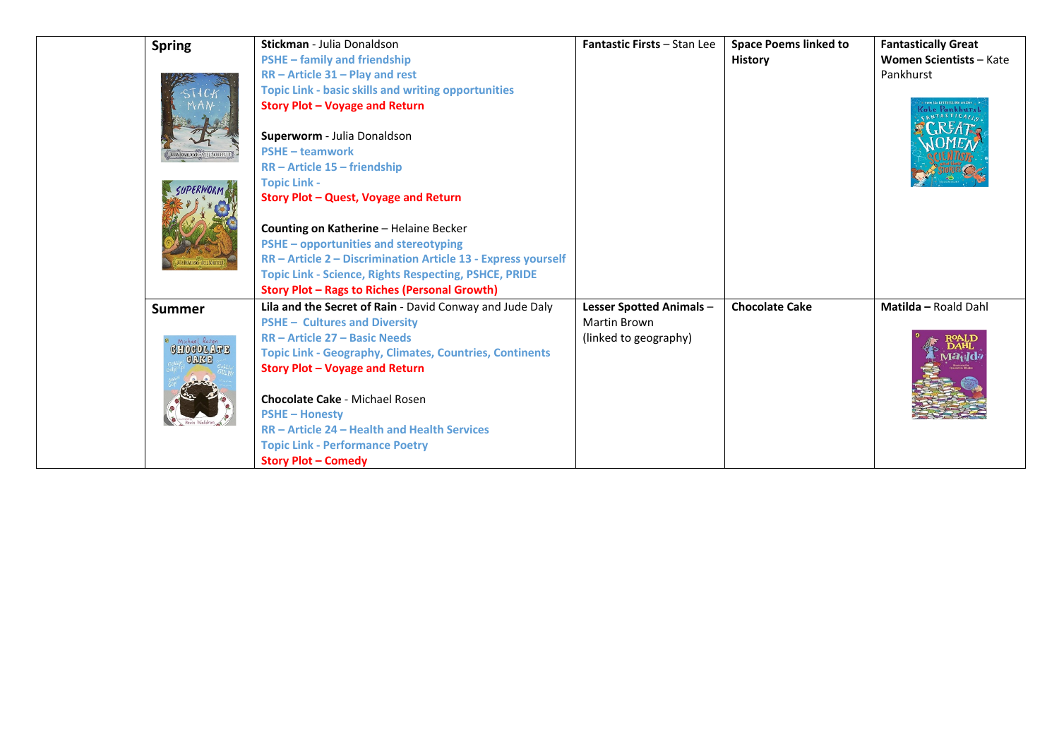| | | | | | |
|---|---|---|---|---|---|
| | **Spring** | **Stickman** - Julia Donaldson<br>**PSHE – family and friendship**<br>**RR – Article 31 – Play and rest**<br>**Topic Link - basic skills and writing opportunities**<br>**Story Plot – Voyage and Return**<br><br>**Superworm** - Julia Donaldson<br>**PSHE – teamwork**<br>**RR – Article 15 – friendship**<br>**Topic Link -**<br>**Story Plot – Quest, Voyage and Return**<br><br>**Counting on Katherine** – Helaine Becker<br>**PSHE – opportunities and stereotyping**<br>**RR – Article 2 – Discrimination Article 13 - Express yourself**<br>**Topic Link - Science, Rights Respecting, PSHCE, PRIDE**<br>**Story Plot – Rags to Riches (Personal Growth)** | **Fantastic Firsts** – Stan Lee | **Space Poems linked to History** | **Fantastically Great Women Scientists** – Kate Pankhurst |
| | **Summer** | **Lila and the Secret of Rain** - David Conway and Jude Daly<br>**PSHE – Cultures and Diversity**<br>**RR – Article 27 – Basic Needs**<br>**Topic Link - Geography, Climates, Countries, Continents**<br>**Story Plot – Voyage and Return**<br><br>**Chocolate Cake** - Michael Rosen<br>**PSHE – Honesty**<br>**RR – Article 24 – Health and Health Services**<br>**Topic Link - Performance Poetry**<br>**Story Plot – Comedy** | **Lesser Spotted Animals** – Martin Brown (linked to geography) | **Chocolate Cake** | **Matilda –** Roald Dahl |